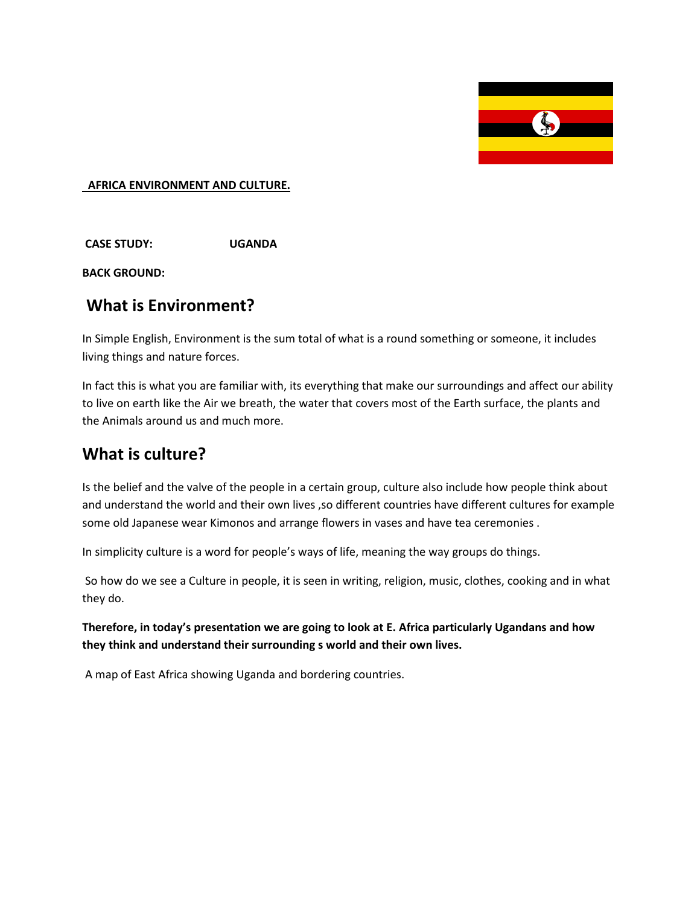**AFRICA ENVIRONMENT AND CULTURE.**

**CASE STUDY: UGANDA**

**BACK GROUND:**

## What is Environment?

In Simple English, Environment is the sum total of what is a round something or someone, it includes living things and nature forces.

In fact this is what you are familiar with, its everything that make our surroundings and affect our ability to live on earth like the Air we breath, the water that covers most of the Earth surface, the plants and the Animals around us and much more.

## What is culture?

Is the belief and the valve of the people in a certain group, culture also include how people think about and understand the world and their own lives ,so different countries have different cultures for example some old Japanese wear Kimonos and arrange flowers in vases and have tea ceremonies .

In simplicity culture is a word for people's ways of life, meaning the way groups do things.

So how do we see a Culture in people, it is seen in writing, religion, music, clothes, cooking and in what they do.

**Therefore, in today's presentation we are going to look at E. Africa particularly Ugandans and how they think and understand their surrounding s world and their own lives.**

A map of East Africa showing Uganda and bordering countries.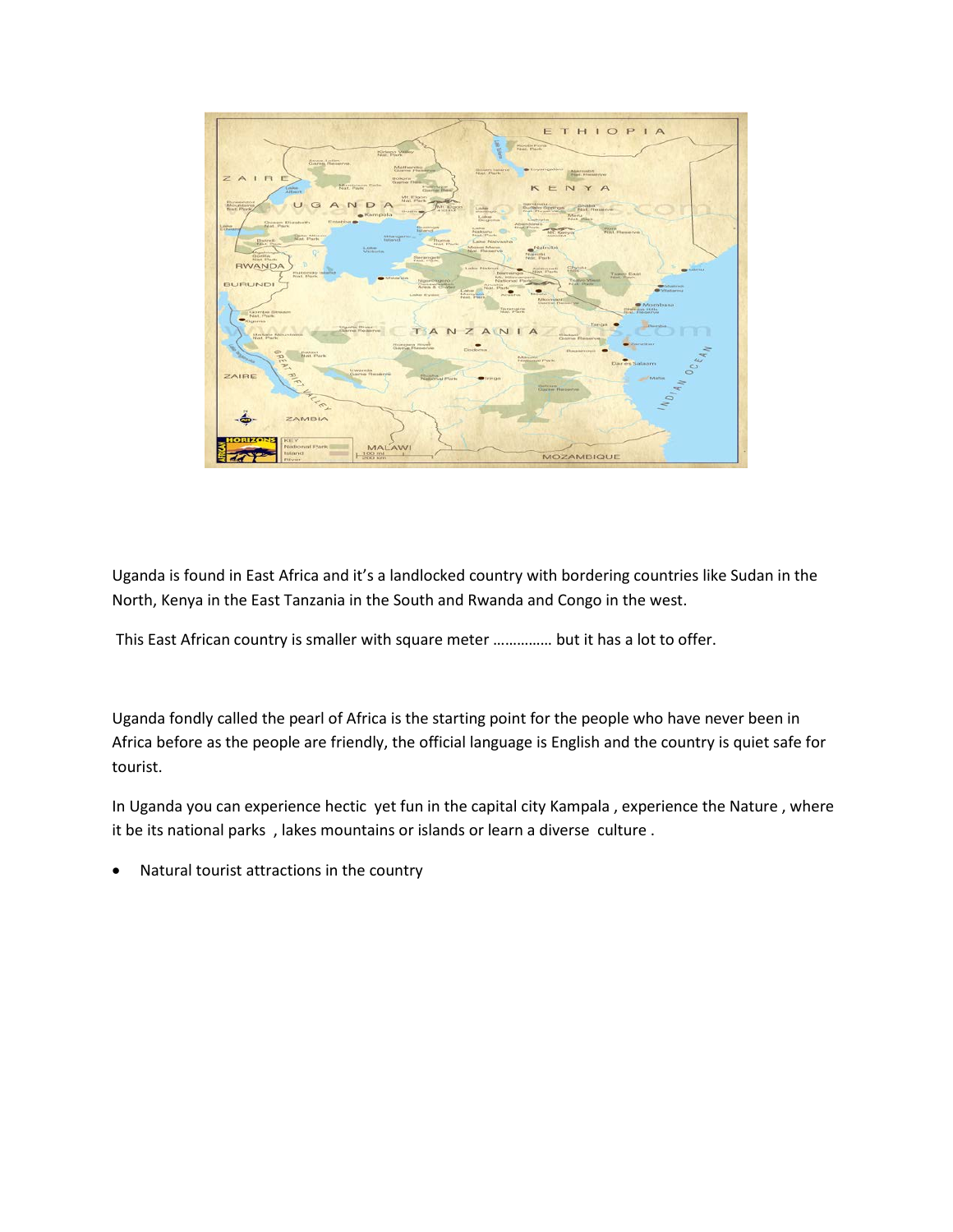Uganda is found in East Africa and it's a landlocked country with bordering countries like Sudan in the North, Kenya in the East Tanzania in the South and Rwanda and Congo in the west.

This East African country is smaller with square meter ………….. but it has a lot to offer.

Uganda fondly called the pearl of Africa is the starting point for the people who have never been in Africa before as the people are friendly, the official language is English and the country is quiet safe for tourist.

In Uganda you can experience hectic yet fun in the capital city Kampala , experience the Nature , where it be its national parks , lakes mountains or islands or learn a diverse culture .

- Natural tourist attractions in the country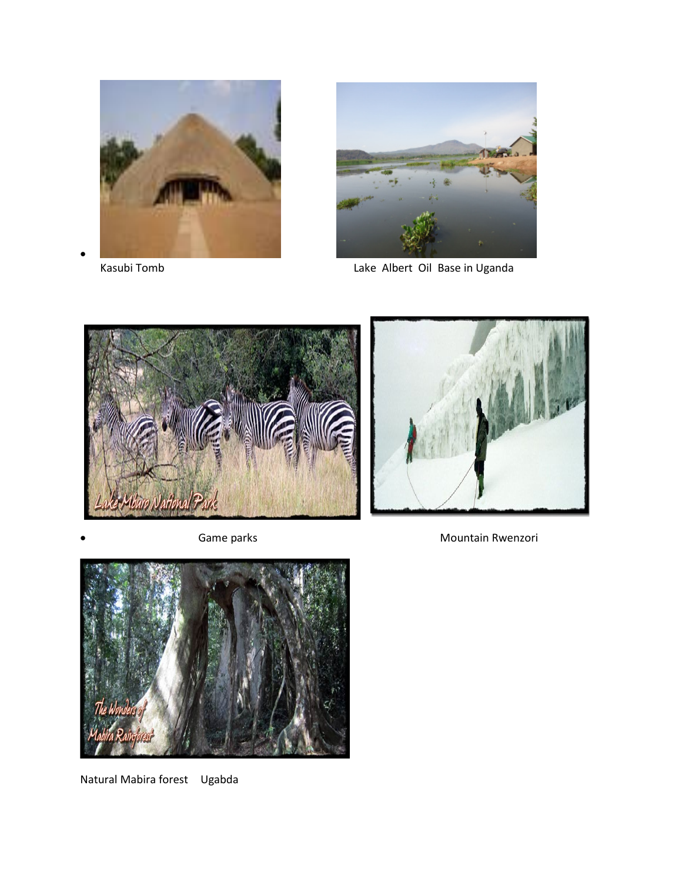- Kasubi Tomb

Lake Albert Oil Base in Uganda

- Game parks

Mountain Rwenzori

Natural Mabira forest Ugabda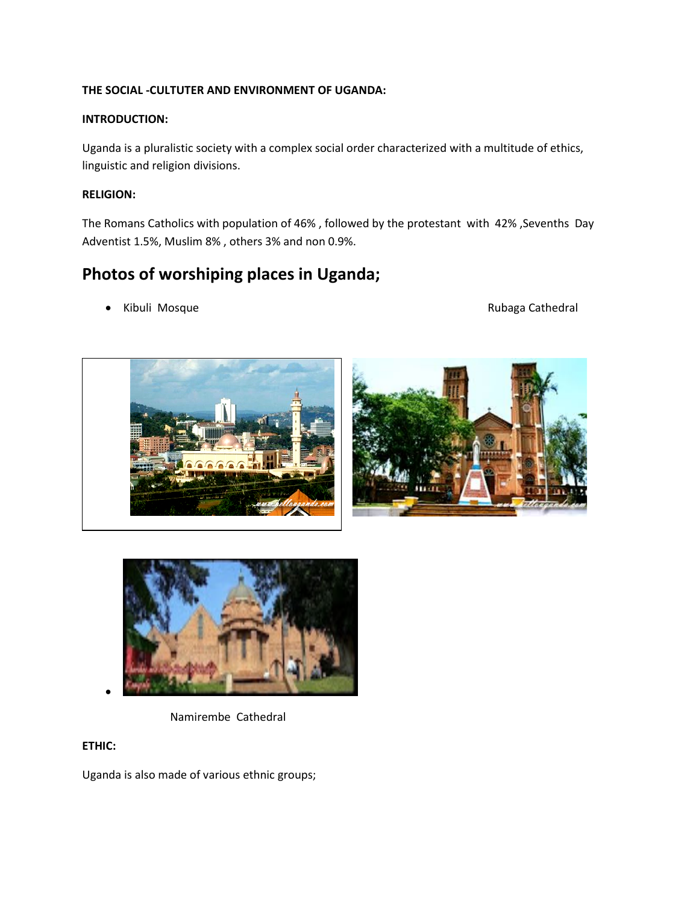**THE SOCIAL -CULTUTER AND ENVIRONMENT OF UGANDA:**

**INTRODUCTION:**

Uganda is a pluralistic society with a complex social order characterized with a multitude of ethics, linguistic and religion divisions.

**RELIGION:**

The Romans Catholics with population of 46% , followed by the protestant with 42% ,Sevenths Day Adventist 1.5%, Muslim 8% , others 3% and non 0.9%.

## Photos of worshiping places in Uganda;

- Kibuli Mosque

Rubaga Cathedral

- 

Namirembe Cathedral

**ETHIC:**

Uganda is also made of various ethnic groups;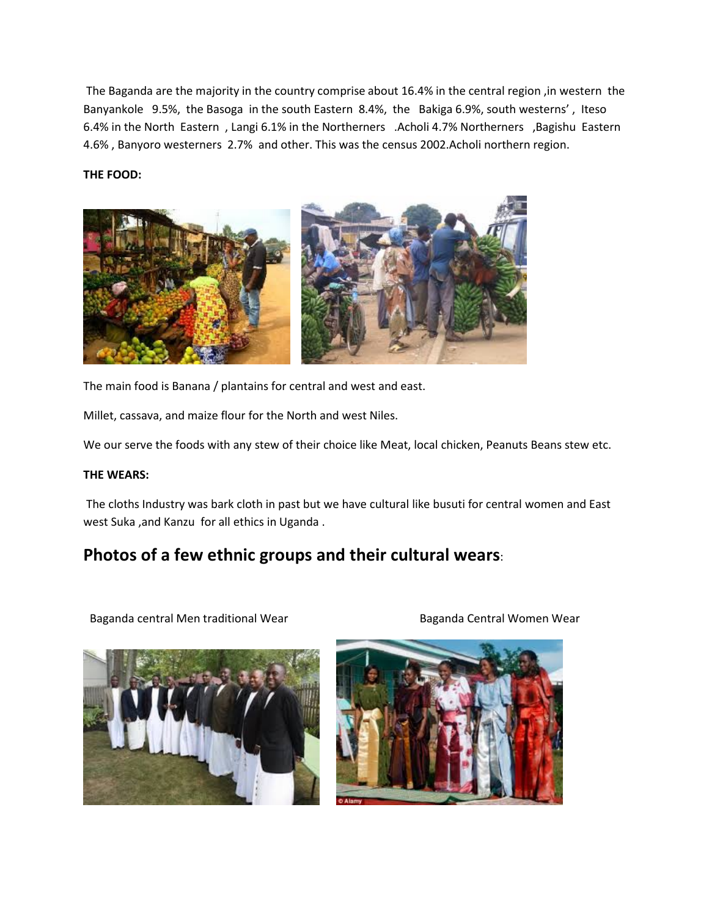The Baganda are the majority in the country comprise about 16.4% in the central region ,in western the Banyankole 9.5%, the Basoga in the south Eastern 8.4%, the Bakiga 6.9%, south westerns' , Iteso 6.4% in the North Eastern , Langi 6.1% in the Northerners .Acholi 4.7% Northerners ,Bagishu Eastern 4.6% , Banyoro westerners 2.7% and other. This was the census 2002.Acholi northern region.

**THE FOOD:**

The main food is Banana / plantains for central and west and east.

Millet, cassava, and maize flour for the North and west Niles.

We our serve the foods with any stew of their choice like Meat, local chicken, Peanuts Beans stew etc.

**THE WEARS:**

The cloths Industry was bark cloth in past but we have cultural like busuti for central women and East west Suka ,and Kanzu for all ethics in Uganda .

## Photos of a few ethnic groups and their cultural wears:

Baganda central Men traditional Wear

Baganda Central Women Wear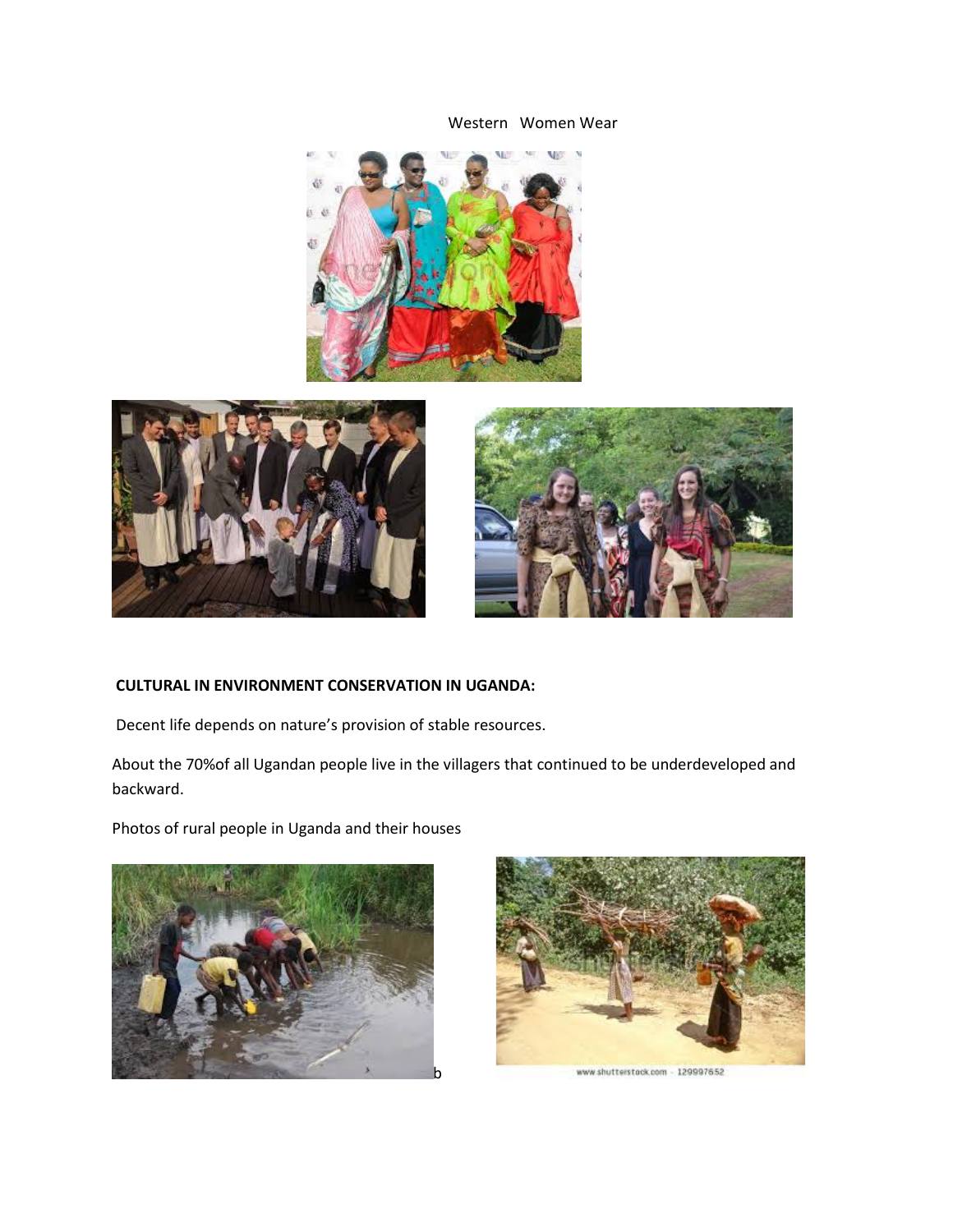Western Women Wear

**CULTURAL IN ENVIRONMENT CONSERVATION IN UGANDA:**

Decent life depends on nature's provision of stable resources.

About the 70%of all Ugandan people live in the villagers that continued to be underdeveloped and backward.

Photos of rural people in Uganda and their houses

b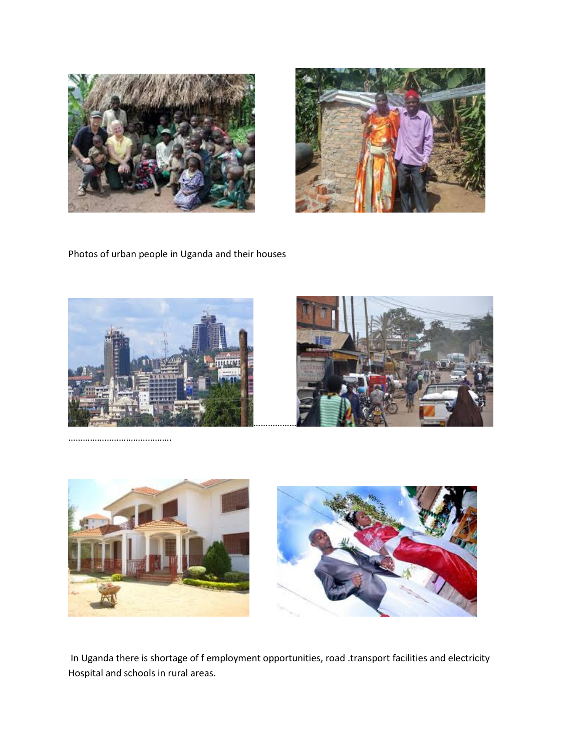Photos of urban people in Uganda and their houses

…………………………………………………….

In Uganda there is shortage of f employment opportunities, road .transport facilities and electricity Hospital and schools in rural areas.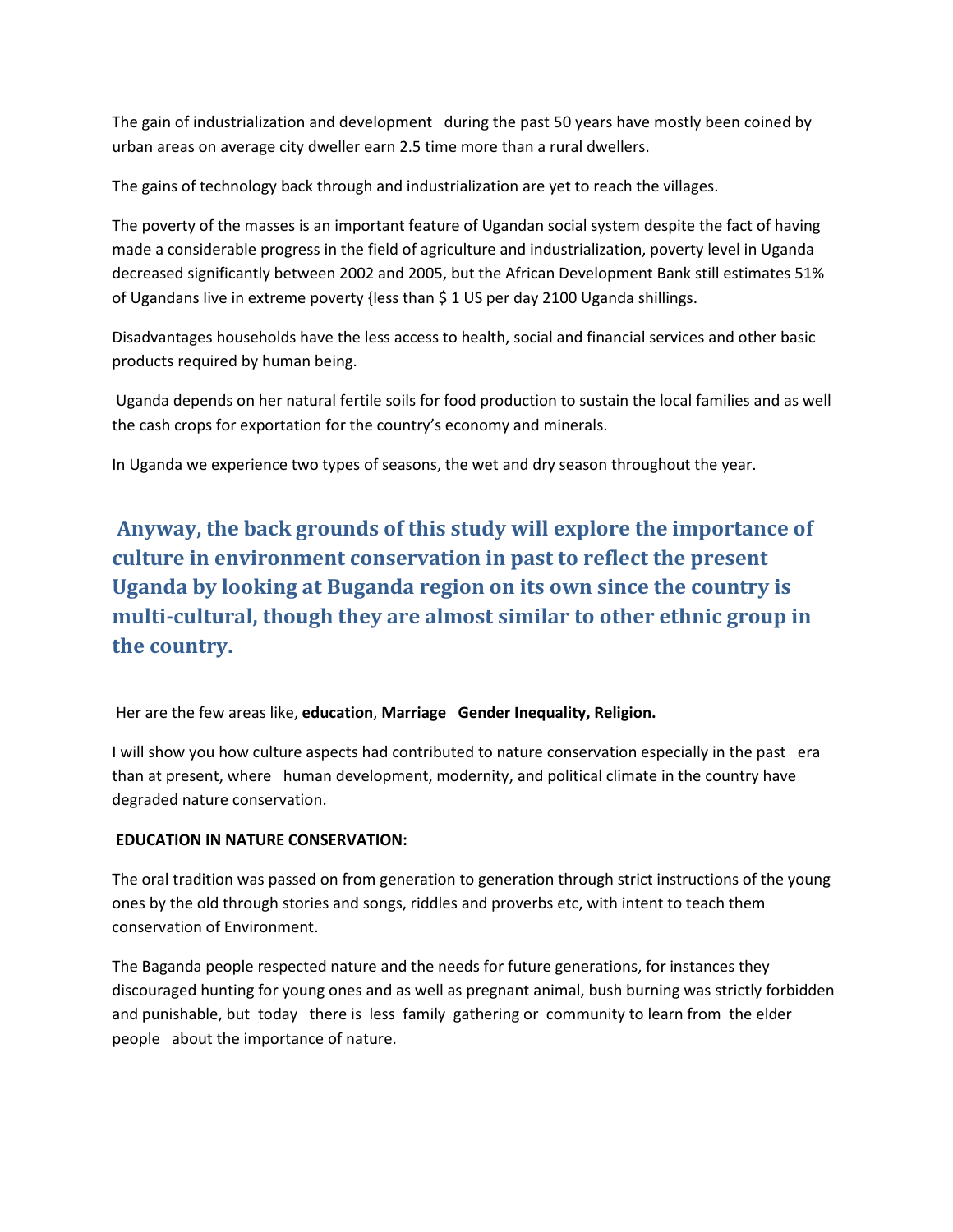The gain of industrialization and development during the past 50 years have mostly been coined by urban areas on average city dweller earn 2.5 time more than a rural dwellers.

The gains of technology back through and industrialization are yet to reach the villages.

The poverty of the masses is an important feature of Ugandan social system despite the fact of having made a considerable progress in the field of agriculture and industrialization, poverty level in Uganda decreased significantly between 2002 and 2005, but the African Development Bank still estimates 51% of Ugandans live in extreme poverty {less than $ 1 US per day 2100 Uganda shillings.

Disadvantages households have the less access to health, social and financial services and other basic products required by human being.

Uganda depends on her natural fertile soils for food production to sustain the local families and as well the cash crops for exportation for the country's economy and minerals.

In Uganda we experience two types of seasons, the wet and dry season throughout the year.

## Anyway, the back grounds of this study will explore the importance of culture in environment conservation in past to reflect the present Uganda by looking at Buganda region on its own since the country is multi-cultural, though they are almost similar to other ethnic group in the country.

Her are the few areas like, **education**, **Marriage Gender Inequality, Religion.**

I will show you how culture aspects had contributed to nature conservation especially in the past era than at present, where human development, modernity, and political climate in the country have degraded nature conservation.

**EDUCATION IN NATURE CONSERVATION:**

The oral tradition was passed on from generation to generation through strict instructions of the young ones by the old through stories and songs, riddles and proverbs etc, with intent to teach them conservation of Environment.

The Baganda people respected nature and the needs for future generations, for instances they discouraged hunting for young ones and as well as pregnant animal, bush burning was strictly forbidden and punishable, but today there is less family gathering or community to learn from the elder people about the importance of nature.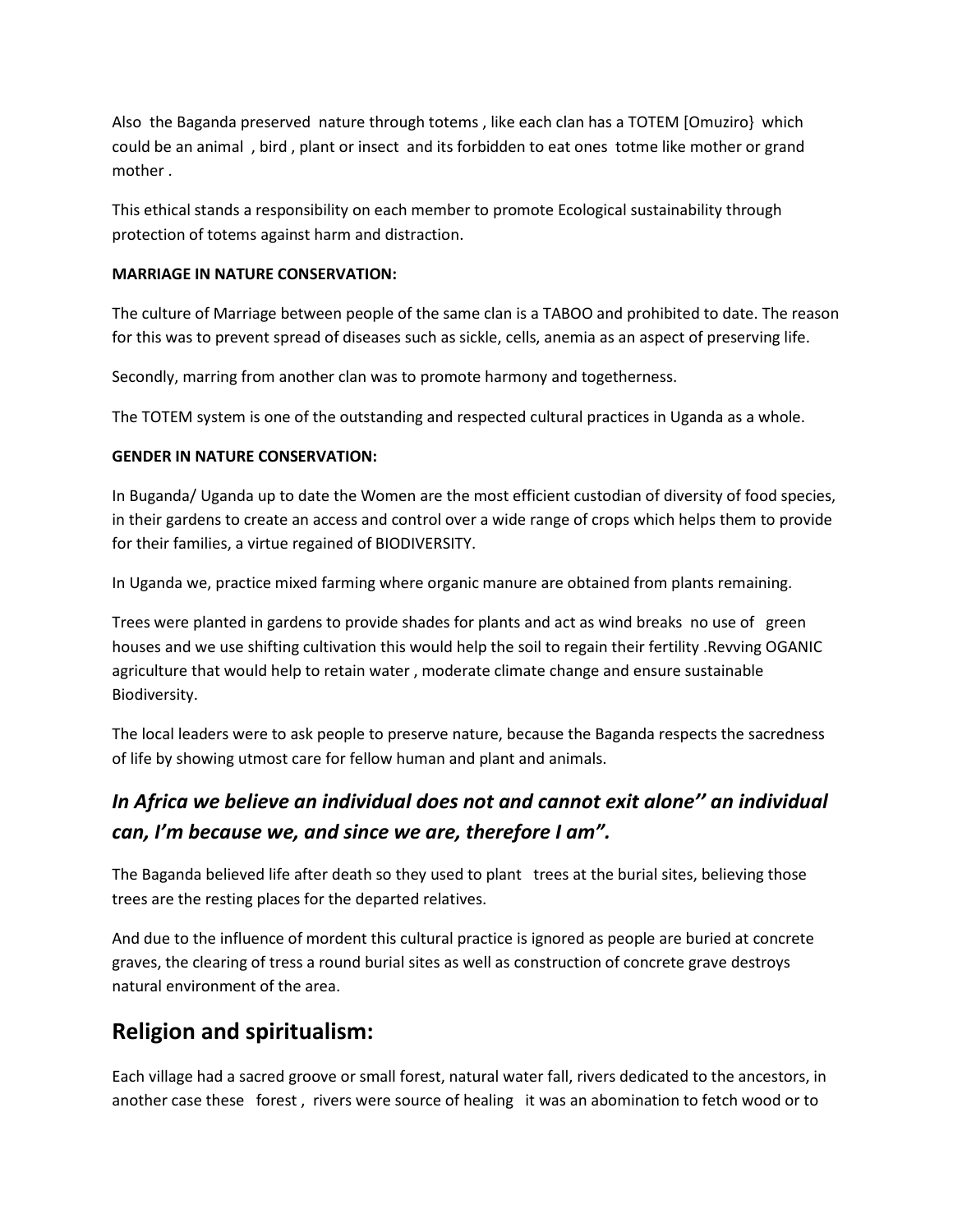Also the Baganda preserved nature through totems , like each clan has a TOTEM [Omuziro} which could be an animal , bird , plant or insect and its forbidden to eat ones totme like mother or grand mother .

This ethical stands a responsibility on each member to promote Ecological sustainability through protection of totems against harm and distraction.

**MARRIAGE IN NATURE CONSERVATION:**

The culture of Marriage between people of the same clan is a TABOO and prohibited to date. The reason for this was to prevent spread of diseases such as sickle, cells, anemia as an aspect of preserving life.

Secondly, marring from another clan was to promote harmony and togetherness.

The TOTEM system is one of the outstanding and respected cultural practices in Uganda as a whole.

**GENDER IN NATURE CONSERVATION:**

In Buganda/ Uganda up to date the Women are the most efficient custodian of diversity of food species, in their gardens to create an access and control over a wide range of crops which helps them to provide for their families, a virtue regained of BIODIVERSITY.

In Uganda we, practice mixed farming where organic manure are obtained from plants remaining.

Trees were planted in gardens to provide shades for plants and act as wind breaks no use of green houses and we use shifting cultivation this would help the soil to regain their fertility .Revving OGANIC agriculture that would help to retain water , moderate climate change and ensure sustainable Biodiversity.

The local leaders were to ask people to preserve nature, because the Baganda respects the sacredness of life by showing utmost care for fellow human and plant and animals.

## *In Africa we believe an individual does not and cannot exit alone'' an individual can, I'm because we, and since we are, therefore I am".*

The Baganda believed life after death so they used to plant trees at the burial sites, believing those trees are the resting places for the departed relatives.

And due to the influence of mordent this cultural practice is ignored as people are buried at concrete graves, the clearing of tress a round burial sites as well as construction of concrete grave destroys natural environment of the area.

## Religion and spiritualism:

Each village had a sacred groove or small forest, natural water fall, rivers dedicated to the ancestors, in another case these forest , rivers were source of healing it was an abomination to fetch wood or to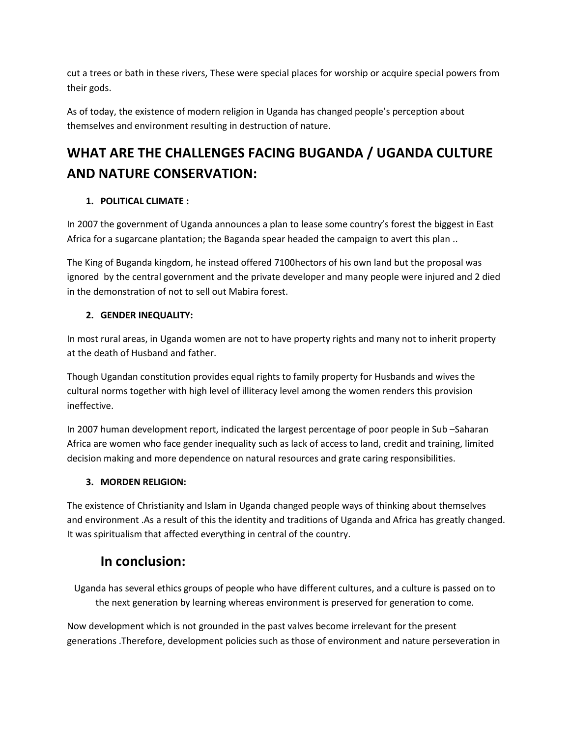cut a trees or bath in these rivers, These were special places for worship or acquire special powers from their gods.

As of today, the existence of modern religion in Uganda has changed people's perception about themselves and environment resulting in destruction of nature.

## WHAT ARE THE CHALLENGES FACING BUGANDA / UGANDA CULTURE AND NATURE CONSERVATION:

1. **POLITICAL CLIMATE :**

In 2007 the government of Uganda announces a plan to lease some country's forest the biggest in East Africa for a sugarcane plantation; the Baganda spear headed the campaign to avert this plan ..

The King of Buganda kingdom, he instead offered 7100hectors of his own land but the proposal was ignored by the central government and the private developer and many people were injured and 2 died in the demonstration of not to sell out Mabira forest.

2. **GENDER INEQUALITY:**

In most rural areas, in Uganda women are not to have property rights and many not to inherit property at the death of Husband and father.

Though Ugandan constitution provides equal rights to family property for Husbands and wives the cultural norms together with high level of illiteracy level among the women renders this provision ineffective.

In 2007 human development report, indicated the largest percentage of poor people in Sub –Saharan Africa are women who face gender inequality such as lack of access to land, credit and training, limited decision making and more dependence on natural resources and grate caring responsibilities.

3. **MORDEN RELIGION:**

The existence of Christianity and Islam in Uganda changed people ways of thinking about themselves and environment .As a result of this the identity and traditions of Uganda and Africa has greatly changed. It was spiritualism that affected everything in central of the country.

## In conclusion:

Uganda has several ethics groups of people who have different cultures, and a culture is passed on to the next generation by learning whereas environment is preserved for generation to come.

Now development which is not grounded in the past valves become irrelevant for the present generations .Therefore, development policies such as those of environment and nature perseveration in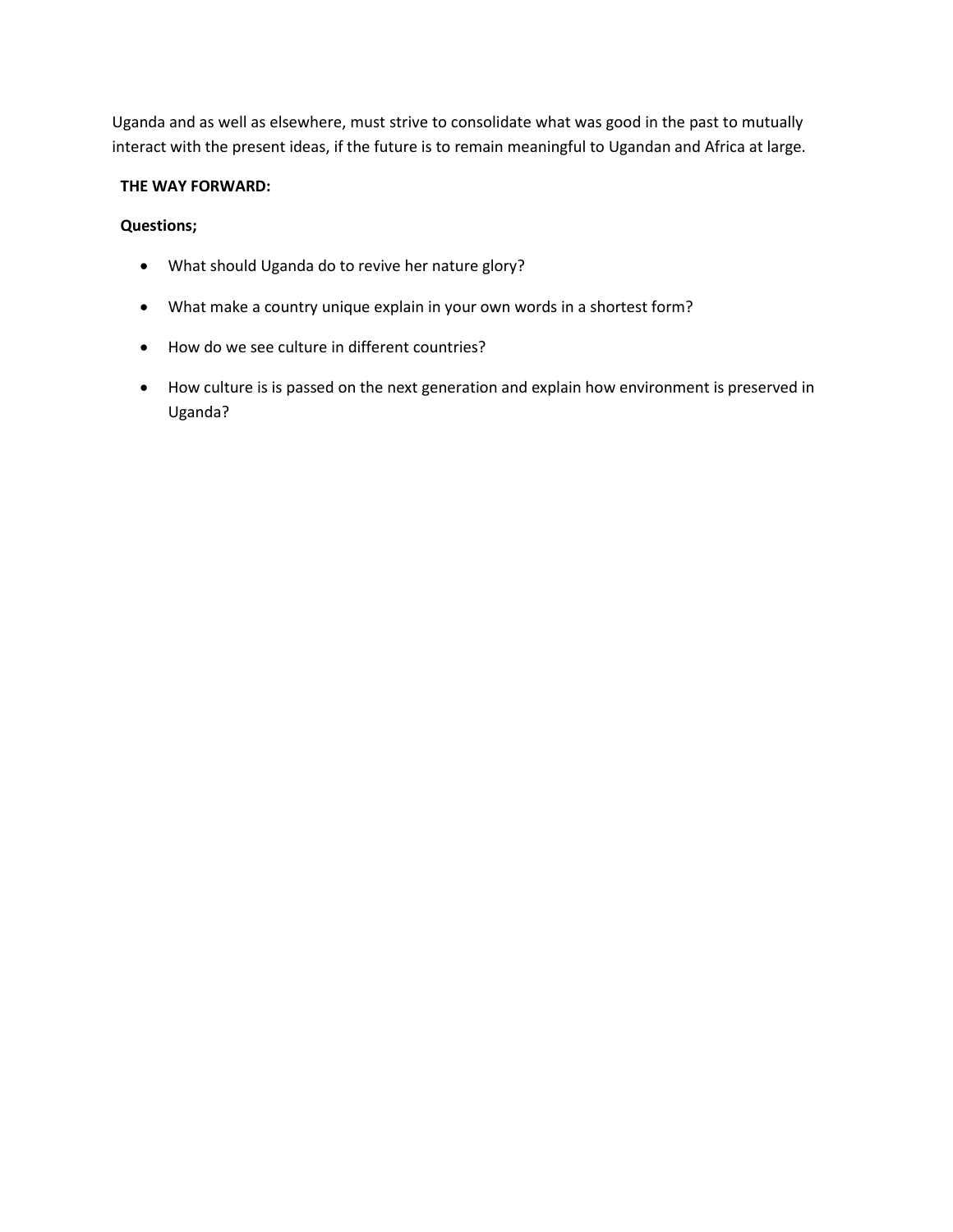Uganda and as well as elsewhere, must strive to consolidate what was good in the past to mutually interact with the present ideas, if the future is to remain meaningful to Ugandan and Africa at large.

**THE WAY FORWARD:**

**Questions;**

- What should Uganda do to revive her nature glory?
- What make a country unique explain in your own words in a shortest form?
- How do we see culture in different countries?
- How culture is is passed on the next generation and explain how environment is preserved in Uganda?